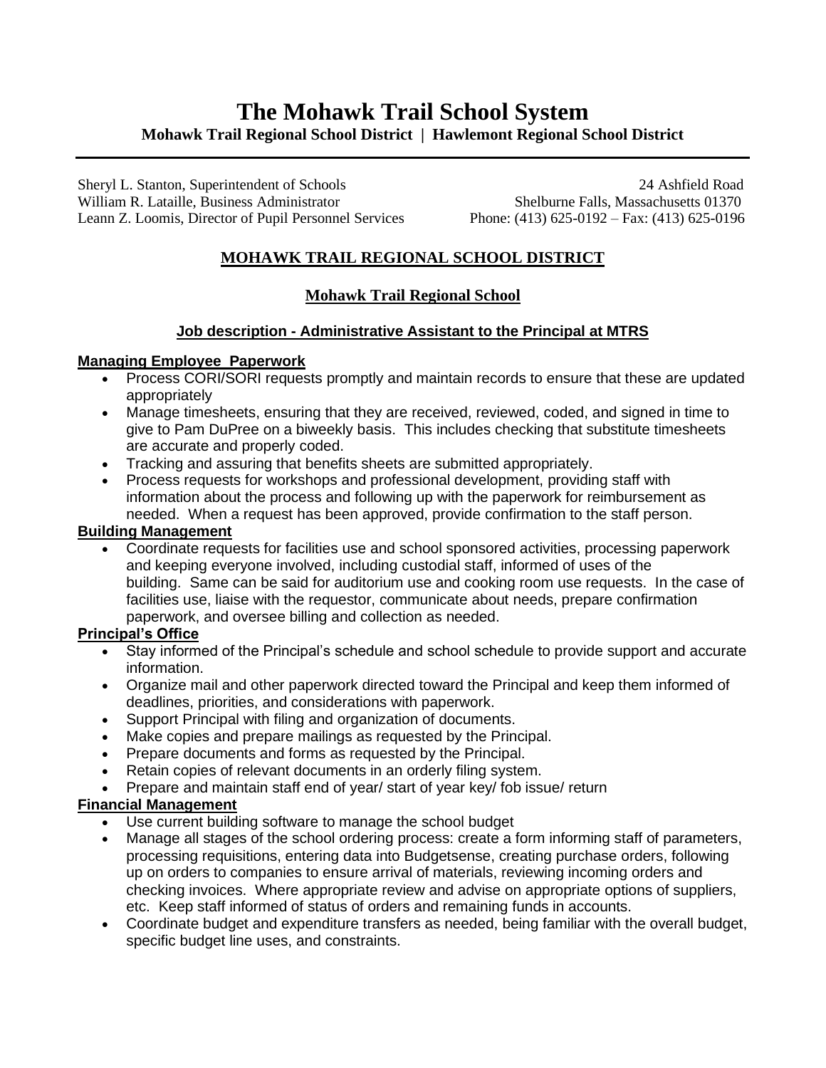# The Mohawk Trail School System

**Mohawk Trail Regional School District | Hawlemont Regional School District**

Sheryl L. Stanton, Superintendent of Schools
William R. Lataille, Business Administrator
Leann Z. Loomis, Director of Pupil Personnel Services

24 Ashfield Road
Shelburne Falls, Massachusetts 01370
Phone: (413) 625-0192 – Fax: (413) 625-0196

## MOHAWK TRAIL REGIONAL SCHOOL DISTRICT

### Mohawk Trail Regional School

#### Job description - Administrative Assistant to the Principal at MTRS

**Managing Employee Paperwork**

- Process CORI/SORI requests promptly and maintain records to ensure that these are updated appropriately
- Manage timesheets, ensuring that they are received, reviewed, coded, and signed in time to give to Pam DuPree on a biweekly basis. This includes checking that substitute timesheets are accurate and properly coded.
- Tracking and assuring that benefits sheets are submitted appropriately.
- Process requests for workshops and professional development, providing staff with information about the process and following up with the paperwork for reimbursement as needed. When a request has been approved, provide confirmation to the staff person.

**Building Management**

- Coordinate requests for facilities use and school sponsored activities, processing paperwork and keeping everyone involved, including custodial staff, informed of uses of the building. Same can be said for auditorium use and cooking room use requests. In the case of facilities use, liaise with the requestor, communicate about needs, prepare confirmation paperwork, and oversee billing and collection as needed.

**Principal's Office**

- Stay informed of the Principal's schedule and school schedule to provide support and accurate information.
- Organize mail and other paperwork directed toward the Principal and keep them informed of deadlines, priorities, and considerations with paperwork.
- Support Principal with filing and organization of documents.
- Make copies and prepare mailings as requested by the Principal.
- Prepare documents and forms as requested by the Principal.
- Retain copies of relevant documents in an orderly filing system.
- Prepare and maintain staff end of year/ start of year key/ fob issue/ return

**Financial Management**

- Use current building software to manage the school budget
- Manage all stages of the school ordering process: create a form informing staff of parameters, processing requisitions, entering data into Budgetsense, creating purchase orders, following up on orders to companies to ensure arrival of materials, reviewing incoming orders and checking invoices. Where appropriate review and advise on appropriate options of suppliers, etc. Keep staff informed of status of orders and remaining funds in accounts.
- Coordinate budget and expenditure transfers as needed, being familiar with the overall budget, specific budget line uses, and constraints.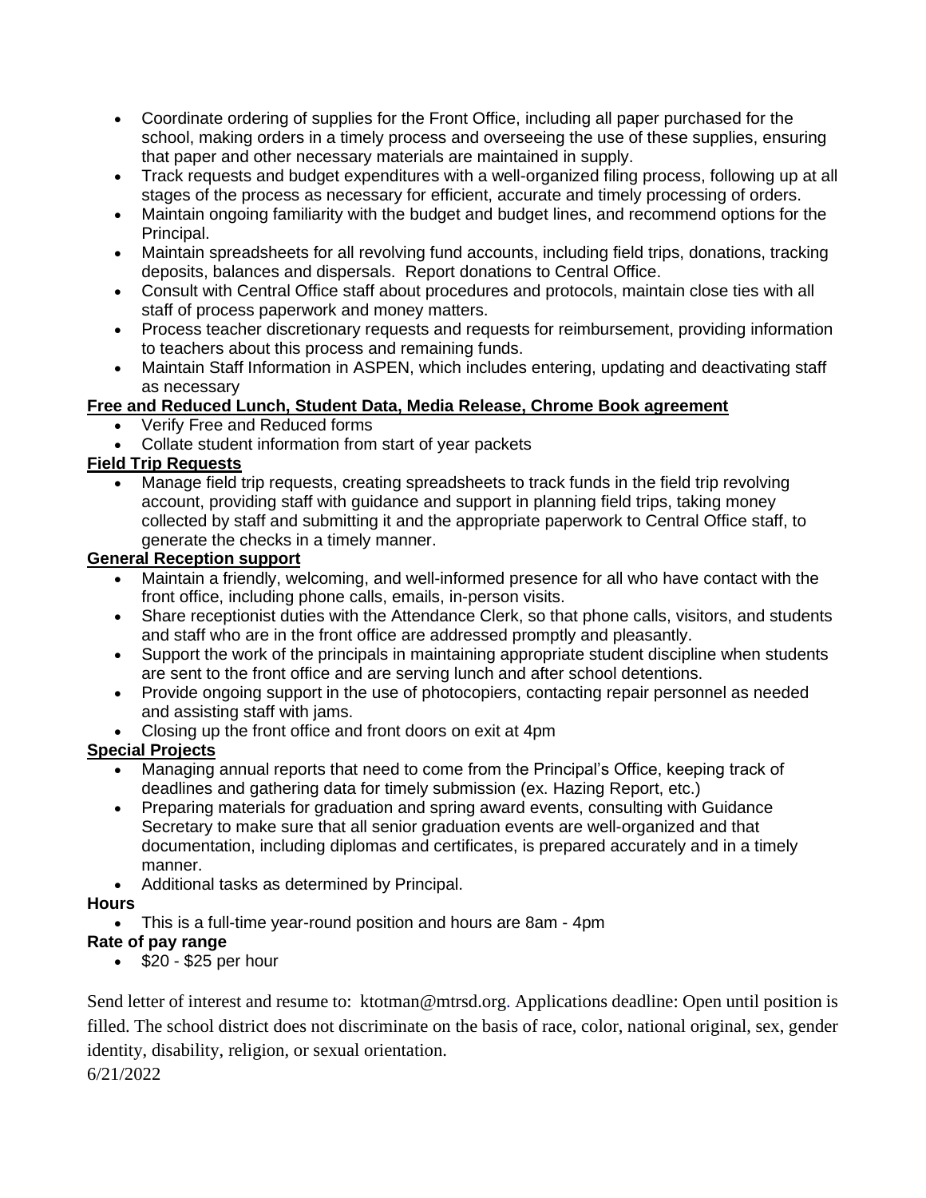- Coordinate ordering of supplies for the Front Office, including all paper purchased for the school, making orders in a timely process and overseeing the use of these supplies, ensuring that paper and other necessary materials are maintained in supply.
- Track requests and budget expenditures with a well-organized filing process, following up at all stages of the process as necessary for efficient, accurate and timely processing of orders.
- Maintain ongoing familiarity with the budget and budget lines, and recommend options for the Principal.
- Maintain spreadsheets for all revolving fund accounts, including field trips, donations, tracking deposits, balances and dispersals. Report donations to Central Office.
- Consult with Central Office staff about procedures and protocols, maintain close ties with all staff of process paperwork and money matters.
- Process teacher discretionary requests and requests for reimbursement, providing information to teachers about this process and remaining funds.
- Maintain Staff Information in ASPEN, which includes entering, updating and deactivating staff as necessary

**<u>Free and Reduced Lunch, Student Data, Media Release, Chrome Book agreement</u>**

- Verify Free and Reduced forms
- Collate student information from start of year packets

**<u>Field Trip Requests</u>**

- Manage field trip requests, creating spreadsheets to track funds in the field trip revolving account, providing staff with guidance and support in planning field trips, taking money collected by staff and submitting it and the appropriate paperwork to Central Office staff, to generate the checks in a timely manner.

**<u>General Reception support</u>**

- Maintain a friendly, welcoming, and well-informed presence for all who have contact with the front office, including phone calls, emails, in-person visits.
- Share receptionist duties with the Attendance Clerk, so that phone calls, visitors, and students and staff who are in the front office are addressed promptly and pleasantly.
- Support the work of the principals in maintaining appropriate student discipline when students are sent to the front office and are serving lunch and after school detentions.
- Provide ongoing support in the use of photocopiers, contacting repair personnel as needed and assisting staff with jams.
- Closing up the front office and front doors on exit at 4pm

**<u>Special Projects</u>**

- Managing annual reports that need to come from the Principal's Office, keeping track of deadlines and gathering data for timely submission (ex. Hazing Report, etc.)
- Preparing materials for graduation and spring award events, consulting with Guidance Secretary to make sure that all senior graduation events are well-organized and that documentation, including diplomas and certificates, is prepared accurately and in a timely manner.
- Additional tasks as determined by Principal.

**Hours**

- This is a full-time year-round position and hours are 8am - 4pm

**Rate of pay range**

- $20 - $25 per hour

Send letter of interest and resume to: ktotman@mtrsd.org. Applications deadline: Open until position is filled. The school district does not discriminate on the basis of race, color, national original, sex, gender identity, disability, religion, or sexual orientation.

6/21/2022